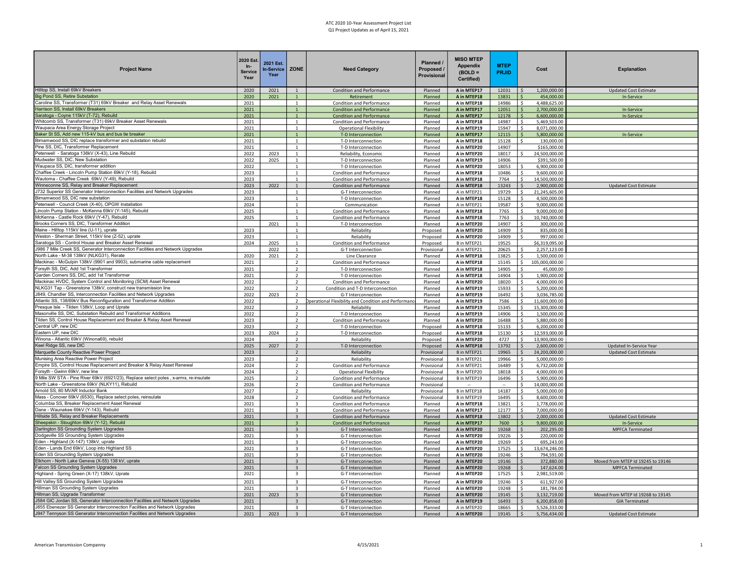ATC 2020 10-Year Assessment Project List
Q1 Project Updates as of April 15, 2021

| Project Name | 2020 Est. In-Service Year | 2021 Est. In-Service Year | ZONE | Need Category | Planned / Proposed / Provisional | MISO MTEP Appendix (BOLD = Certified) | MTEP PRJID | Cost | Explanation |
|---|---|---|---|---|---|---|---|---|---|
| Hilltop SS, Install 69kV Breakers | 2020 | 2021 | 1 | Condition and Performance | Planned | **A in MTEP17** | 12031 | $ 1,200,000.00 | Updated Cost Estimate |
| Big Pond SS, Retire Substation | 2020 | 2021 | 1 | Retirement | Planned | **A in MTEP18** | 13831 | $ 454,000.00 | In-Service |
| Caroline SS, Transformer (T31) 69kV Breaker and Relay Asset Renewals | 2021 | | 1 | Condition and Performance | Planned | **A in MTEP18** | 14986 | $ 4,488,625.00 | |
| Harrison SS, Install 69kV Breakers | 2021 | | 1 | Condition and Performance | Planned | **A in MTEP17** | 12051 | $ 2,700,000.00 | In-Service |
| Saratoga - Coyne 115kV (T-72), Rebuild | 2021 | | 1 | Condition and Performance | Planned | **A in MTEP17** | 12178 | $ 6,600,000.00 | In-Service |
| Whitcomb SS, Transformer (T31) 69kV Breaker Asset Renewals | 2021 | | 1 | Condition and Performance | Planned | **A in MTEP18** | 14987 | $ 5,469,503.00 | |
| Waupaca Area Energy Storage Project | 2021 | | 1 | Operational Flexibility | Planned | **A in MTEP19** | 15947 | $ 8,071,000.00 | |
| Baker St SS, Add new 115-kV bus and bus tie breaker | 2021 | | 1 | T-D Interconnection | Planned | **A in MTEP17** | 12115 | $ 5,800,000.00 | In-Service |
| Birnamwood SS, DIC replace transformer and substation rebuild | 2021 | | 1 | T-D Interconnection | Planned | **A in MTEP18** | 15128 | $ 130,000.00 | |
| Pine SS, DIC, Transformer Replacement | 2021 | | 1 | T-D Interconnection | Planned | **A in MTEP20** | 14907 | $165,000.00 | |
| Petenwell - Saratoga 138kV (X-43), Line Rebuild | 2022 | 2023 | 1 | Reliability, Economic | Planned | **A in MTEP20** | 18017 | $ 24,500,000.00 | |
| Mudwater SS, DIC, New Substation | 2022 | 2025 | 1 | T-D Interconnection | Planned | **A in MTEP19** | 14906 | $391,500.00 | |
| Waupaca SS, DIC, transformer addition | 2022 | | 1 | T-D Interconnection | Planned | **A in MTEP20** | 18053 | $ 6,900,000.00 | |
| Chaffee Creek - Lincoln Pump Station 69kV (Y-18), Rebuild | 2023 | | 1 | Condition and Performance | Planned | **A in MTEP18** | 10486 | $ 9,600,000.00 | |
| Wautoma - Chaffee Creek 69kV (Y-49), Rebuild | 2023 | | 1 | Condition and Performance | Planned | **A in MTEP18** | 7764 | $ 14,500,000.00 | |
| Winneconne SS, Relay and Breaker Replacement | 2023 | 2022 | 1 | Condition and Performance | Planned | **A in MTEP18** | 13243 | $ 2,900,000.00 | Updated Cost Estimate |
| J732 Superior SS Generator Interconnection Facilities and Network Upgrades | 2023 | | 1 | G-T Interconnection | Planned | A in MTEP21 | 19729 | $ 21,245,605.00 | |
| Birnamwood SS, DIC new substation | 2023 | | 1 | T-D Interconnection | Planned | **A in MTEP18** | 15128 | $ 4,500,000.00 | |
| Petenwell - Council Creek (X-40), OPGW Installation | 2024 | | 1 | Communication | Planned | A in MTEP21 | 19587 | $ 9,000,000.00 | |
| Lincoln Pump Station - McKenna 69kV (Y-145), Rebuild | 2025 | | 1 | Condition and Performance | Planned | **A in MTEP18** | 7765 | $ 9,000,000.00 | |
| McKenna - Castle Rock 69kV (Y-47), Rebuild | 2025 | | 1 | Condition and Performance | Planned | **A in MTEP18** | 7763 | $ 10,740,000.00 | |
| Brooks Corners SS, DIC, Transformer Addition | | 2021 | 1 | T-D Interconnection | Planned | **A in MTEP20** | 14907 | $ 300,000.00 | |
| Maine - Hilltop 115kV line (U-11), uprate | 2023 | | 1 | Reliability | Proposed | **A in MTEP20** | 14909 | $ 835,000.00 | |
| Weston - Sherman Street, 115kV line (Z-52), uprate | 2023 | | 1 | Reliability | Proposed | **A in MTEP20** | 14909 | $ 997,000.00 | |
| Saratoga SS - Control House and Breaker Asset Renewal | 2024 | 2025 | 1 | Condition and Performance | Proposed | B in MTEP21 | 19525 | $6,319,095.00 | |
| J986 7 Mile Creek SS, Generator Interconnection Facilities and Network Upgrades | | 2022 | 1 | G-T Interconnection | Provisional | A in MTEP21 | 20625 | $ 2,257,123.00 | |
| North Lake - M-38 138kV (NLKG31), Rerate | 2020 | 2021 | 2 | Line Clearance | Planned | **A in MTEP18** | 13825 | $ 1,500,000.00 | |
| Mackinac - McGulpin 138kV (9901 and 9903), submarine cable replacement | 2021 | | 2 | Condition and Performance | Planned | **A in MTEP18** | 15145 | $ 105,000,000.00 | |
| Forsyth SS, DIC, Add 1st Transformer | 2021 | | 2 | T-D Interconnection | Planned | **A in MTEP18** | 14905 | $ 45,000.00 | |
| Garden Corners SS, DIC, add 1st Transformer | 2021 | | 2 | T-D Interconnection | Planned | **A in MTEP18** | 14904 | $ 1,900,000.00 | |
| Mackinac HVDC, System Control and Monitoring (SCM) Asset Renewal | 2022 | | 2 | Condition and Performance | Planned | **A in MTEP20** | 18020 | $ 4,000,000.00 | |
| NLKG31 Tap - Greenstone 138kV, construct new transmission line | 2022 | | 2 | Condition and T-D Interconnection | Planned | **A in MTEP19** | 15933 | $ 5,200,000.00 | |
| J849, Chandler SS, Interconnection Facilities and Network Upgrades | 2022 | 2023 | 2 | G-T Interconnection | Planned | **A in MTEP19** | 16492 | $ 3,036,785.00 | |
| Atlantic SS, 138/69kV Bus Reconfiguration and Transformer Addition | 2022 | | 2 | Operational Flexibility and Condition and Performance | Planned | **A in MTEP19** | 7586 | $ 11,600,000.00 | |
| Presque Isle - Tilden 138kV, Loop and Uprate | 2022 | | 2 | Reliability | Planned | **A in MTEP18** | 15345 | $ 15,300,000.00 | |
| Masonville SS, DIC, Substation Rebuild and Transformer Additions | 2022 | | 2 | T-D Interconnection | Planned | **A in MTEP19** | 14906 | $ 1,500,000.00 | |
| Tilden SS, Control House Replacement and Breaker & Relay Asset Renewal | 2023 | | 2 | Condition and Performance | Planned | **A in MTEP20** | 16488 | $ 5,880,000.00 | |
| Central UP, new DIC | 2023 | | 2 | T-D Interconnection | Proposed | **A in MTEP18** | 15133 | $ 6,200,000.00 | |
| Eastern UP, new DIC | 2023 | 2024 | 2 | T-D Interconnection | Proposed | **A in MTEP18** | 15130 | $ 12,593,000.00 | |
| Winona - Atlantic 69kV (Winona69), rebuild | 2024 | | 2 | Reliability | Proposed | **A in MTEP20** | 4727 | $ 13,900,000.00 | |
| Keel Ridge SS, new DIC | 2025 | 2027 | 2 | T-D Interconnection | Proposed | **A in MTEP18** | 13792 | $ 2,600,000.00 | Updated In-Service Year |
| Marquette County Reactive Power Project | 2023 | | 2 | Reliability | Provisional | B in MTEP21 | 19965 | $ 24,200,000.00 | Updated Cost Estimate |
| Munising Area Reactive Power Project | 2023 | | 2 | Reliability | Provisional | B in MTEP21 | 19966 | $ 5,000,000.00 | |
| Empire SS, Control House Replacement and Breaker & Relay Asset Renewal | 2024 | | 2 | Condition and Performance | Provisional | A in MTEP21 | 16489 | $ 6,732,000.00 | |
| Forsyth - Gwinn 69kV, new line | 2024 | | 2 | Operational Flexibility | Provisional | B in MTEP20 | 18018 | $ 4,000,000.00 | |
| 9 Mile SW STA - Pine River 69kV (6921/23), Replace select poles , x-arms, re-insulate | 2025 | | 2 | Condition and Performance | Provisional | B in MTEP19 | 16496 | $ 5,900,000.00 | |
| North Lake - Greenstone 69kV (NLKY11), Rebuild | 2026 | | 2 | Condition and Performance | Provisional | -- | -- | $ 14,000,000.00 | |
| Arnold SS, 80 MVAR Inductor Bank | 2027 | | 2 | Reliability | Provisional | B in MTEP18 | 14187 | $ 5,000,000.00 | |
| Mass - Conover 69kV (6530), Replace select poles, reinsulate | 2028 | | 2 | Condition and Performance | Provisional | B in MTEP19 | 16495 | $ 8,600,000.00 | |
| Columbia SS, Breaker Replacement Asset Renewal | 2021 | | 3 | Condition and Performance | Planned | **A in MTEP18** | 13821 | $ 1,778,000.00 | |
| Dane - Waunakee 69kV (Y-143), Rebuild | 2021 | | 3 | Condition and Performance | Planned | **A in MTEP17** | 12177 | $ 7,000,000.00 | |
| Hillside SS, Relay and Breaker Replacements | 2021 | | 3 | Condition and Performance | Planned | **A in MTEP18** | 13802 | $ 2,000,000.00 | Updated Cost Estimate |
| Sheepskin - Stoughton 69kV (Y-12), Rebuild | 2021 | | 3 | Condition and Performance | Planned | **A in MTEP17** | 7600 | $ 9,800,000.00 | In-Service |
| Darlington SS Grounding System Upgrades | 2021 | | 3 | G-T Interconnection | Planned | **A in MTEP20** | 19268 | $ 202,295.00 | MPFCA Terminated |
| Dodgeville SS Grounding System Upgrades | 2021 | | 3 | G-T Interconnection | Planned | **A in MTEP20** | 19226 | $ 220,000.00 | |
| Eden - Highland (X-147) 138kV, uprate | 2021 | | 3 | G-T Interconnection | Planned | **A in MTEP20** | 19269 | $ 695,243.00 | |
| Eden - Lands End 69kV, Loop into Highland SS | 2021 | | 3 | G-T Interconnection | Planned | **A in MTEP20** | 17525 | $ 13,674,246.00 | |
| Eden SS Grounding System Upgrades | 2021 | | 3 | G-T Interconnection | Planned | **A in MTEP20** | 19246 | $ 794,591.00 | |
| Elkhorn - North Lake Geneva (X-55) 138 kV, uprate | 2021 | | 3 | G-T Interconnection | Planned | **A in MTEP20** | 19146 | $ 372,880.00 | Moved from MTEP Id 19245 to 19146 |
| Falcon SS Grounding System Upgrades | 2021 | | 3 | G-T Interconnection | Planned | **A in MTEP20** | 19268 | $ 147,624.00 | MPFCA Terminated |
| Highland - Spring Green (X-17) 138kV, Uprate | 2021 | | 3 | G-T Interconnection | Planned | **A in MTEP20** | 17525 | $ 2,981,519.00 | |
| Hill Valley SS Grounding System Upgrades | 2021 | | 3 | G-T Interconnection | Planned | **A in MTEP20** | 19246 | $ 611,927.00 | |
| Hillman SS Grounding System Upgrades | 2021 | | 3 | G-T Interconnection | Planned | **A in MTEP20** | 19248 | $ 181,784.00 | |
| Hillman SS, Upgrade Transformer | 2021 | 2023 | 3 | G-T Interconnection | Planned | **A in MTEP20** | 19145 | $ 3,132,719.00 | Moved from MTEP Id 19268 to 19145 |
| J584 GIC Jordan SS, Generator Interconnection Facilities and Network Upgrades | 2021 | | 3 | G-T Interconnection | Planned | **A in MTEP19** | 16493 | $ 6,200,858.00 | GIA Terminated |
| J855 Ebenezer SS Generator Interconnection Facilities and Network Upgrades | 2021 | | 3 | G-T Interconnection | Planned | A in MTEP20 | 18665 | $ 5,526,333.00 | |
| J947 Tennyson SS Generator Interconnection Facilities and Network Upgrades | 2021 | 2023 | 3 | G-T Interconnection | Planned | **A in MTEP20** | 19145 | $ 5,756,434.00 | Updated Cost Estimate |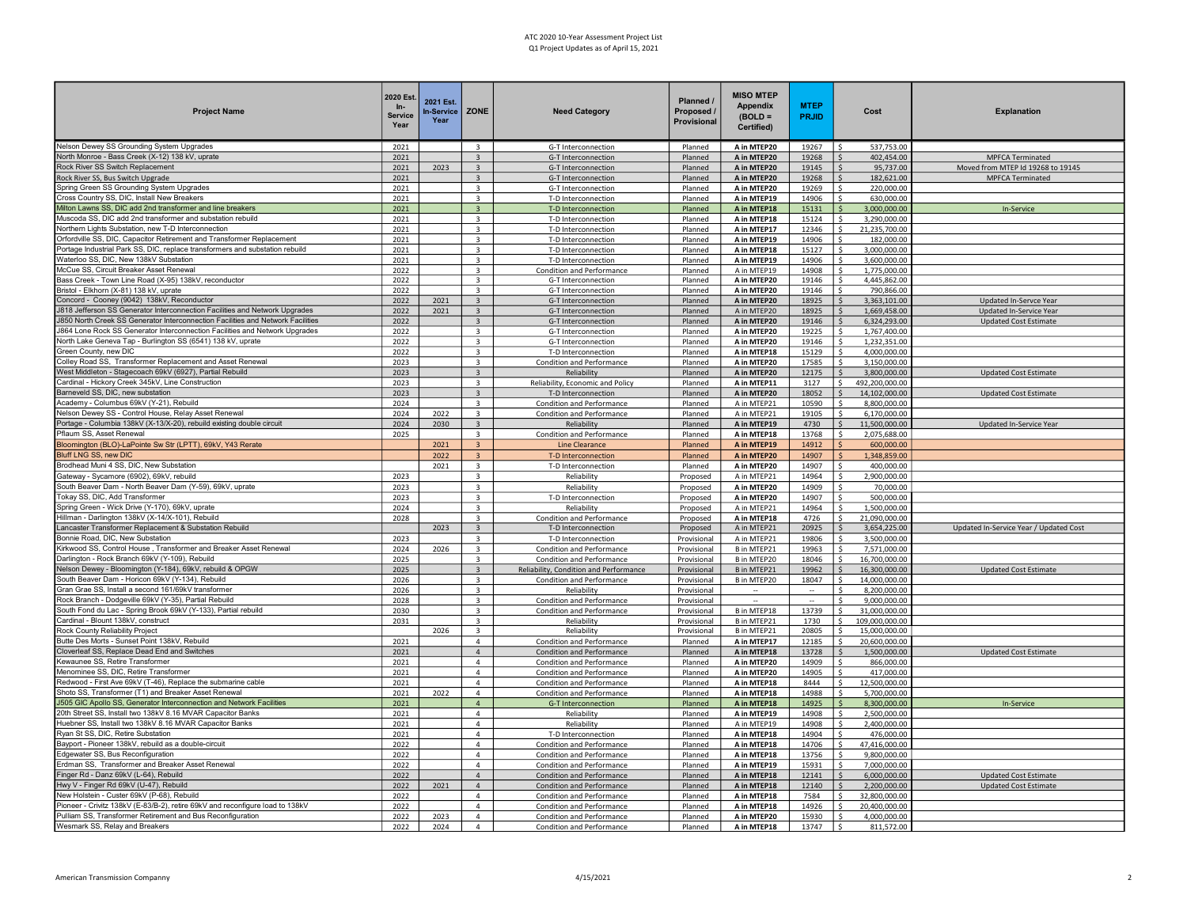ATC 2020 10-Year Assessment Project List
Q1 Project Updates as of April 15, 2021

| Project Name | 2020 Est. In-Service Year | 2021 Est. In-Service Year | ZONE | Need Category | Planned / Proposed / Provisional | MISO MTEP Appendix (BOLD = Certified) | MTEP PRJID | Cost | Explanation |
|---|---|---|---|---|---|---|---|---|---|
| Nelson Dewey SS Grounding System Upgrades | 2021 | | 3 | G-T Interconnection | Planned | **A in MTEP20** | 19267 | $ 537,753.00 | |
| North Monroe - Bass Creek (X-12) 138 kV, uprate | 2021 | | 3 | G-T Interconnection | Planned | **A in MTEP20** | 19268 | $ 402,454.00 | MPFCA Terminated |
| Rock River SS Switch Replacement | 2021 | 2023 | 3 | G-T Interconnection | Planned | **A in MTEP20** | 19145 | $ 95,737.00 | Moved from MTEP Id 19268 to 19145 |
| Rock River SS, Bus Switch Upgrade | 2021 | | 3 | G-T Interconnection | Planned | **A in MTEP20** | 19268 | $ 182,621.00 | MPFCA Terminated |
| Spring Green SS Grounding System Upgrades | 2021 | | 3 | G-T Interconnection | Planned | **A in MTEP20** | 19269 | $ 220,000.00 | |
| Cross Country SS, DIC, Install New Breakers | 2021 | | 3 | T-D Interconnection | Planned | **A in MTEP19** | 14906 | $ 630,000.00 | |
| Milton Lawns SS, DIC add 2nd transformer and line breakers | 2021 | | 3 | T-D Interconnection | Planned | **A in MTEP18** | 15131 | $ 3,000,000.00 | In-Service |
| Muscoda SS, DIC add 2nd transformer and substation rebuild | 2021 | | 3 | T-D Interconnection | Planned | **A in MTEP18** | 15124 | $ 3,290,000.00 | |
| Northern Lights Substation, new T-D Interconnection | 2021 | | 3 | T-D Interconnection | Planned | **A in MTEP17** | 12346 | $ 21,235,700.00 | |
| Orfordville SS, DIC, Capacitor Retirement and Transformer Replacement | 2021 | | 3 | T-D Interconnection | Planned | **A in MTEP19** | 14906 | $ 182,000.00 | |
| Portage Industrial Park SS, DIC, replace transformers and substation rebuild | 2021 | | 3 | T-D Interconnection | Planned | **A in MTEP18** | 15127 | $ 3,000,000.00 | |
| Waterloo SS, DIC, New 138kV Substation | 2021 | | 3 | T-D Interconnection | Planned | **A in MTEP19** | 14906 | $ 3,600,000.00 | |
| McCue SS, Circuit Breaker Asset Renewal | 2022 | | 3 | Condition and Performance | Planned | A in MTEP19 | 14908 | $ 1,775,000.00 | |
| Bass Creek - Town Line Road (X-95) 138kV, reconductor | 2022 | | 3 | G-T Interconnection | Planned | **A in MTEP20** | 19146 | $ 4,445,862.00 | |
| Bristol - Elkhorn (X-81) 138 kV, uprate | 2022 | | 3 | G-T Interconnection | Planned | **A in MTEP20** | 19146 | $ 790,866.00 | |
| Concord - Cooney (9042) 138kV, Reconductor | 2022 | 2021 | 3 | G-T Interconnection | Planned | **A in MTEP20** | 18925 | $ 3,363,101.00 | Updated In-Servce Year |
| J818 Jefferson SS Generator Interconnection Facilities and Network Upgrades | 2022 | 2021 | 3 | G-T Interconnection | Planned | A in MTEP20 | 18925 | $ 1,669,458.00 | Updated In-Service Year |
| J850 North Creek SS Generator Interconnection Facilities and Network Facilities | 2022 | | 3 | G-T Interconnection | Planned | **A in MTEP20** | 19146 | $ 6,324,293.00 | Updated Cost Estimate |
| J864 Lone Rock SS Generator Interconnection Facilities and Network Upgrades | 2022 | | 3 | G-T Interconnection | Planned | **A in MTEP20** | 19225 | $ 1,767,400.00 | |
| North Lake Geneva Tap - Burlington SS (6541) 138 kV, uprate | 2022 | | 3 | G-T Interconnection | Planned | **A in MTEP20** | 19146 | $ 1,232,351.00 | |
| Green County, new DIC | 2022 | | 3 | T-D Interconnection | Planned | **A in MTEP18** | 15129 | $ 4,000,000.00 | |
| Colley Road SS, Transformer Replacement and Asset Renewal | 2023 | | 3 | Condition and Performance | Planned | **A in MTEP20** | 17585 | $ 3,150,000.00 | |
| West Middleton - Stagecoach 69kV (6927), Partial Rebuild | 2023 | | 3 | Reliability | Planned | **A in MTEP20** | 12175 | $ 3,800,000.00 | Updated Cost Estimate |
| Cardinal - Hickory Creek 345kV, Line Construction | 2023 | | 3 | Reliability, Economic and Policy | Planned | **A in MTEP11** | 3127 | $ 492,200,000.00 | |
| Barneveld SS, DIC, new substation | 2023 | | 3 | T-D Interconnection | Planned | **A in MTEP20** | 18052 | $ 14,102,000.00 | Updated Cost Estimate |
| Academy - Columbus 69kV (Y-21), Rebuild | 2024 | | 3 | Condition and Performance | Planned | A in MTEP21 | 10590 | $ 8,800,000.00 | |
| Nelson Dewey SS - Control House, Relay Asset Renewal | 2024 | 2022 | 3 | Condition and Performance | Planned | A in MTEP21 | 19105 | $ 6,170,000.00 | |
| Portage - Columbia 138kV (X-13/X-20), rebuild existing double circuit | 2024 | 2030 | 3 | Reliability | Planned | **A in MTEP19** | 4730 | $ 11,500,000.00 | Updated In-Service Year |
| Pflaum SS, Asset Renewal | 2025 | | 3 | Condition and Performance | Planned | **A in MTEP18** | 13768 | $ 2,075,688.00 | |
| Bloomington (BLO)-LaPointe Sw Str (LPTT), 69kV, Y43 Rerate | | 2021 | 3 | Line Clearance | Planned | **A in MTEP19** | 14912 | $ 600,000.00 | |
| Bluff LNG SS, new DIC | | 2022 | 3 | T-D Interconnection | Planned | **A in MTEP20** | 14907 | $ 1,348,859.00 | |
| Brodhead Muni 4 SS, DIC, New Substation | | 2021 | 3 | T-D Interconnection | Planned | **A in MTEP20** | 14907 | $ 400,000.00 | |
| Gateway - Sycamore (6902), 69kV, rebuild | 2023 | | 3 | Reliability | Proposed | A in MTEP21 | 14964 | $ 2,900,000.00 | |
| South Beaver Dam - North Beaver Dam (Y-59), 69kV, uprate | 2023 | | 3 | Reliability | Proposed | **A in MTEP20** | 14909 | $ 70,000.00 | |
| Tokay SS, DIC, Add Transformer | 2023 | | 3 | T-D Interconnection | Proposed | **A in MTEP20** | 14907 | $ 500,000.00 | |
| Spring Green - Wick Drive (Y-170), 69kV, uprate | 2024 | | 3 | Reliability | Proposed | A in MTEP21 | 14964 | $ 1,500,000.00 | |
| Hillman - Darlington 138kV (X-14/X-101), Rebuild | 2028 | | 3 | Condition and Performance | Proposed | **A in MTEP18** | 4726 | $ 21,090,000.00 | |
| Lancaster Transformer Replacement & Substation Rebuild | | 2023 | 3 | T-D Interconnection | Proposed | A in MTEP21 | 20925 | $ 3,654,225.00 | Updated In-Service Year / Updated Cost |
| Bonnie Road, DIC, New Substation | 2023 | | 3 | T-D Interconnection | Provisional | A in MTEP21 | 19806 | $ 3,500,000.00 | |
| Kirkwood SS, Control House , Transformer and Breaker Asset Renewal | 2024 | 2026 | 3 | Condition and Performance | Provisional | B in MTEP21 | 19963 | $ 7,571,000.00 | |
| Darlington - Rock Branch 69kV (Y-109), Rebuild | 2025 | | 3 | Condition and Performance | Provisional | B in MTEP20 | 18046 | $ 16,700,000.00 | |
| Nelson Dewey - Bloomington (Y-184), 69kV, rebuild & OPGW | 2025 | | 3 | Reliability, Condition and Performance | Provisional | B in MTEP21 | 19962 | $ 16,300,000.00 | Updated Cost Estimate |
| South Beaver Dam - Horicon 69kV (Y-134), Rebuild | 2026 | | 3 | Condition and Performance | Provisional | B in MTEP20 | 18047 | $ 14,000,000.00 | |
| Gran Grae SS, Install a second 161/69kV transformer | 2026 | | 3 | Reliability | Provisional | -- | -- | $ 8,200,000.00 | |
| Rock Branch - Dodgeville 69kV (Y-35), Partial Rebuild | 2028 | | 3 | Condition and Performance | Provisional | -- | -- | $ 9,000,000.00 | |
| South Fond du Lac - Spring Brook 69kV (Y-133), Partial rebuild | 2030 | | 3 | Condition and Performance | Provisional | B in MTEP18 | 13739 | $ 31,000,000.00 | |
| Cardinal - Blount 138kV, construct | 2031 | | 3 | Reliability | Provisional | B in MTEP21 | 1730 | $ 109,000,000.00 | |
| Rock County Reliability Project | | 2026 | 3 | Reliability | Provisional | B in MTEP21 | 20805 | $ 15,000,000.00 | |
| Butte Des Morts - Sunset Point 138kV, Rebuild | 2021 | | 4 | Condition and Performance | Planned | **A in MTEP17** | 12185 | $ 20,600,000.00 | |
| Cloverleaf SS, Replace Dead End and Switches | 2021 | | 4 | Condition and Performance | Planned | **A in MTEP18** | 13728 | $ 1,500,000.00 | Updated Cost Estimate |
| Kewaunee SS, Retire Transformer | 2021 | | 4 | Condition and Performance | Planned | **A in MTEP20** | 14909 | $ 866,000.00 | |
| Menominee SS, DIC, Retire Transformer | 2021 | | 4 | Condition and Performance | Planned | **A in MTEP20** | 14905 | $ 417,000.00 | |
| Redwood - First Ave 69kV (T-46), Replace the submarine cable | 2021 | | 4 | Condition and Performance | Planned | **A in MTEP18** | 8444 | $ 12,500,000.00 | |
| Shoto SS, Transformer (T1) and Breaker Asset Renewal | 2021 | 2022 | 4 | Condition and Performance | Planned | **A in MTEP18** | 14988 | $ 5,700,000.00 | |
| J505 GIC Apollo SS, Generator Interconnection and Network Facilities | 2021 | | 4 | G-T Interconnection | Planned | **A in MTEP18** | 14925 | $ 8,300,000.00 | In-Service |
| 20th Street SS, Install two 138kV 8.16 MVAR Capacitor Banks | 2021 | | 4 | Reliability | Planned | **A in MTEP19** | 14908 | $ 2,500,000.00 | |
| Huebner SS, Install two 138kV 8.16 MVAR Capacitor Banks | 2021 | | 4 | Reliability | Planned | A in MTEP19 | 14908 | $ 2,400,000.00 | |
| Ryan St SS, DIC, Retire Substation | 2021 | | 4 | T-D Interconnection | Planned | **A in MTEP18** | 14904 | $ 476,000.00 | |
| Bayport - Pioneer 138kV, rebuild as a double-circuit | 2022 | | 4 | Condition and Performance | Planned | **A in MTEP18** | 14706 | $ 47,416,000.00 | |
| Edgewater SS, Bus Reconfiguration | 2022 | | 4 | Condition and Performance | Planned | **A in MTEP18** | 13756 | $ 9,800,000.00 | |
| Erdman SS, Transformer and Breaker Asset Renewal | 2022 | | 4 | Condition and Performance | Planned | **A in MTEP19** | 15931 | $ 7,000,000.00 | |
| Finger Rd - Danz 69kV (L-64), Rebuild | 2022 | | 4 | Condition and Performance | Planned | **A in MTEP18** | 12141 | $ 6,000,000.00 | Updated Cost Estimate |
| Hwy V - Finger Rd 69kV (U-47), Rebuild | 2022 | 2021 | 4 | Condition and Performance | Planned | **A in MTEP18** | 12140 | $ 2,200,000.00 | Updated Cost Estimate |
| New Holstein - Custer 69kV (P-68), Rebuild | 2022 | | 4 | Condition and Performance | Planned | **A in MTEP18** | 7584 | $ 32,800,000.00 | |
| Pioneer - Crivitz 138kV (E-83/B-2), retire 69kV and reconfigure load to 138kV | 2022 | | 4 | Condition and Performance | Planned | **A in MTEP18** | 14926 | $ 20,400,000.00 | |
| Pulliam SS, Transformer Retirement and Bus Reconfiguration | 2022 | 2023 | 4 | Condition and Performance | Planned | **A in MTEP20** | 15930 | $ 4,000,000.00 | |
| Wesmark SS, Relay and Breakers | 2022 | 2024 | 4 | Condition and Performance | Planned | **A in MTEP18** | 13747 | $ 811,572.00 | |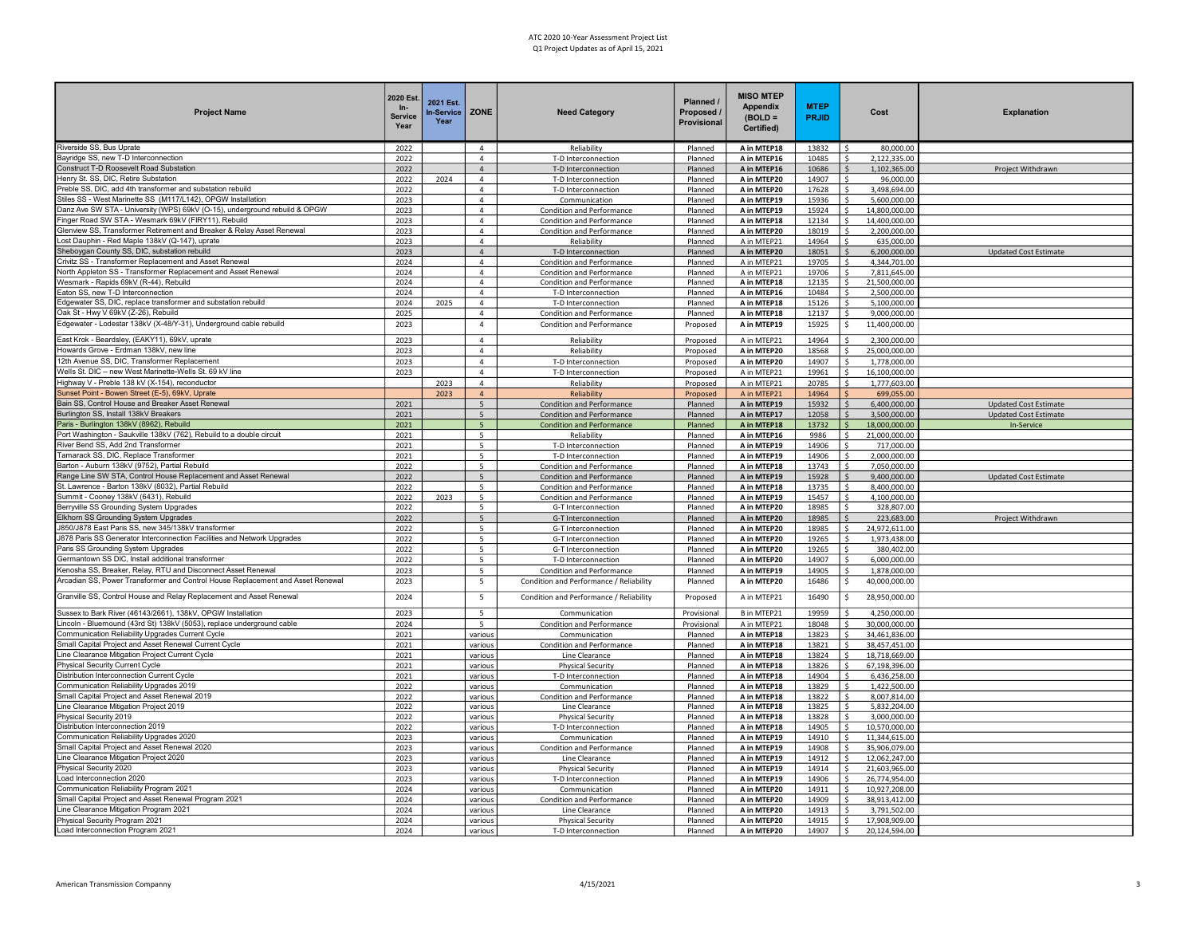ATC 2020 10-Year Assessment Project List
Q1 Project Updates as of April 15, 2021

| Project Name | 2020 Est. In-Service Year | 2021 Est. In-Service Year | ZONE | Need Category | Planned / Proposed / Provisional | MISO MTEP Appendix (BOLD = Certified) | MTEP PRJID | Cost | Explanation |
|---|---|---|---|---|---|---|---|---|---|
| Riverside SS, Bus Uprate | 2022 | | 4 | Reliability | Planned | **A in MTEP18** | 13832 | $ 80,000.00 | |
| Bayridge SS, new T-D Interconnection | 2022 | | 4 | T-D Interconnection | Planned | **A in MTEP16** | 10485 | $ 2,122,335.00 | |
| Construct T-D Roosevelt Road Substation | 2022 | | 4 | T-D Interconnection | Planned | **A in MTEP16** | 10686 | $ 1,102,365.00 | Project Withdrawn |
| Henry St. SS, DIC, Retire Substation | 2022 | 2024 | 4 | T-D Interconnection | Planned | **A in MTEP20** | 14907 | $ 96,000.00 | |
| Preble SS, DIC, add 4th transformer and substation rebuild | 2022 | | 4 | T-D Interconnection | Planned | **A in MTEP20** | 17628 | $ 3,498,694.00 | |
| Stiles SS - West Marinette SS (M117/L142), OPGW Installation | 2023 | | 4 | Communication | Planned | **A in MTEP19** | 15936 | $ 5,600,000.00 | |
| Danz Ave SW STA - University (WPS) 69kV (O-15), underground rebuild & OPGW | 2023 | | 4 | Condition and Performance | Planned | **A in MTEP19** | 15924 | $ 14,800,000.00 | |
| Finger Road SW STA - Wesmark 69kV (FIRY11), Rebuild | 2023 | | 4 | Condition and Performance | Planned | **A in MTEP18** | 12134 | $ 14,400,000.00 | |
| Glenview SS, Transformer Retirement and Breaker & Relay Asset Renewal | 2023 | | 4 | Condition and Performance | Planned | **A in MTEP20** | 18019 | $ 2,200,000.00 | |
| Lost Dauphin - Red Maple 138kV (Q-147), uprate | 2023 | | 4 | Reliability | Planned | A in MTEP21 | 14964 | $ 635,000.00 | |
| Sheboygan County SS, DIC, substation rebuild | 2023 | | 4 | T-D Interconnection | Planned | **A in MTEP20** | 18051 | $ 6,200,000.00 | Updated Cost Estimate |
| Crivitz SS - Transformer Replacement and Asset Renewal | 2024 | | 4 | Condition and Performance | Planned | A in MTEP21 | 19705 | $ 4,344,701.00 | |
| North Appleton SS - Transformer Replacement and Asset Renewal | 2024 | | 4 | Condition and Performance | Planned | A in MTEP21 | 19706 | $ 7,811,645.00 | |
| Wesmark - Rapids 69kV (R-44), Rebuild | 2024 | | 4 | Condition and Performance | Planned | **A in MTEP18** | 12135 | $ 21,500,000.00 | |
| Eaton SS, new T-D Interconnection | 2024 | | 4 | T-D Interconnection | Planned | **A in MTEP16** | 10484 | $ 2,500,000.00 | |
| Edgewater SS, DIC, replace transformer and substation rebuild | 2024 | 2025 | 4 | T-D Interconnection | Planned | **A in MTEP18** | 15126 | $ 5,100,000.00 | |
| Oak St - Hwy V 69kV (Z-26), Rebuild | 2025 | | 4 | Condition and Performance | Planned | **A in MTEP18** | 12137 | $ 9,000,000.00 | |
| Edgewater - Lodestar 138kV (X-48/Y-31), Underground cable rebuild | 2023 | | 4 | Condition and Performance | Proposed | **A in MTEP19** | 15925 | $ 11,400,000.00 | |
| East Krok - Beardsley, (EAKY11), 69kV, uprate | 2023 | | 4 | Reliability | Proposed | A in MTEP21 | 14964 | $ 2,300,000.00 | |
| Howards Grove - Erdman 138kV, new line | 2023 | | 4 | Reliability | Proposed | **A in MTEP20** | 18568 | $ 25,000,000.00 | |
| 12th Avenue SS, DIC, Transformer Replacement | 2023 | | 4 | T-D Interconnection | Proposed | **A in MTEP20** | 14907 | $ 1,778,000.00 | |
| Wells St. DIC – new West Marinette-Wells St. 69 kV line | 2023 | | 4 | T-D Interconnection | Proposed | A in MTEP21 | 19961 | $ 16,100,000.00 | |
| Highway V - Preble 138 kV (X-154), reconductor | | 2023 | 4 | Reliability | Proposed | A in MTEP21 | 20785 | $ 1,777,603.00 | |
| Sunset Point - Bowen Street (E-5), 69kV, Uprate | | 2023 | 4 | Reliability | Proposed | A in MTEP21 | 14964 | $ 699,055.00 | |
| Bain SS, Control House and Breaker Asset Renewal | 2021 | | 5 | Condition and Performance | Planned | **A in MTEP19** | 15932 | $ 6,400,000.00 | Updated Cost Estimate |
| Burlington SS, Install 138kV Breakers | 2021 | | 5 | Condition and Performance | Planned | **A in MTEP17** | 12058 | $ 3,500,000.00 | Updated Cost Estimate |
| Paris - Burlington 138kV (8962), Rebuild | 2021 | | 5 | Condition and Performance | Planned | **A in MTEP18** | 13732 | $ 18,000,000.00 | In-Service |
| Port Washington - Saukville 138kV (762), Rebuild to a double circuit | 2021 | | 5 | Reliability | Planned | **A in MTEP16** | 9986 | $ 21,000,000.00 | |
| River Bend SS, Add 2nd Transformer | 2021 | | 5 | T-D Interconnection | Planned | **A in MTEP19** | 14906 | $ 717,000.00 | |
| Tamarack SS, DIC, Replace Transformer | 2021 | | 5 | T-D Interconnection | Planned | **A in MTEP19** | 14906 | $ 2,000,000.00 | |
| Barton - Auburn 138kV (9752), Partial Rebuild | 2022 | | 5 | Condition and Performance | Planned | **A in MTEP18** | 13743 | $ 7,050,000.00 | |
| Range Line SW STA, Control House Replacement and Asset Renewal | 2022 | | 5 | Condition and Performance | Planned | **A in MTEP19** | 15928 | $ 9,400,000.00 | Updated Cost Estimate |
| St. Lawrence - Barton 138kV (8032), Partial Rebuild | 2022 | | 5 | Condition and Performance | Planned | **A in MTEP18** | 13735 | $ 8,400,000.00 | |
| Summit - Cooney 138kV (6431), Rebuild | 2022 | 2023 | 5 | Condition and Performance | Planned | **A in MTEP19** | 15457 | $ 4,100,000.00 | |
| Berryville SS Grounding System Upgrades | 2022 | | 5 | G-T Interconnection | Planned | **A in MTEP20** | 18985 | $ 328,807.00 | |
| Elkhorn SS Grounding System Upgrades | 2022 | | 5 | G-T Interconnection | Planned | **A in MTEP20** | 18985 | $ 223,683.00 | Project Withdrawn |
| J850/J878 East Paris SS, new 345/138kV transformer | 2022 | | 5 | G-T Interconnection | Planned | **A in MTEP20** | 18985 | $ 24,972,611.00 | |
| J878 Paris SS Generator Interconnection Facilities and Network Upgrades | 2022 | | 5 | G-T Interconnection | Planned | **A in MTEP20** | 19265 | $ 1,973,438.00 | |
| Paris SS Grounding System Upgrades | 2022 | | 5 | G-T Interconnection | Planned | **A in MTEP20** | 19265 | $ 380,402.00 | |
| Germantown SS DIC, Install additional transformer | 2022 | | 5 | T-D Interconnection | Planned | **A in MTEP20** | 14907 | $ 6,000,000.00 | |
| Kenosha SS, Breaker, Relay, RTU and Disconnect Asset Renewal | 2023 | | 5 | Condition and Performance | Planned | **A in MTEP19** | 14905 | $ 1,878,000.00 | |
| Arcadian SS, Power Transformer and Control House Replacement and Asset Renewal | 2023 | | 5 | Condition and Performance / Reliability | Planned | **A in MTEP20** | 16486 | $ 40,000,000.00 | |
| Granville SS, Control House and Relay Replacement and Asset Renewal | 2024 | | 5 | Condition and Performance / Reliability | Proposed | A in MTEP21 | 16490 | $ 28,950,000.00 | |
| Sussex to Bark River (46143/2661), 138kV, OPGW Installation | 2023 | | 5 | Communication | Provisional | B in MTEP21 | 19959 | $ 4,250,000.00 | |
| Lincoln - Bluemound (43rd St) 138kV (5053), replace underground cable | 2024 | | 5 | Condition and Performance | Provisional | A in MTEP21 | 18048 | $ 30,000,000.00 | |
| Communication Reliability Upgrades Current Cycle | 2021 | | various | Communication | Planned | **A in MTEP18** | 13823 | $ 34,461,836.00 | |
| Small Capital Project and Asset Renewal Current Cycle | 2021 | | various | Condition and Performance | Planned | **A in MTEP18** | 13821 | $ 38,457,451.00 | |
| Line Clearance Mitigation Project Current Cycle | 2021 | | various | Line Clearance | Planned | **A in MTEP18** | 13824 | $ 18,718,669.00 | |
| Physical Security Current Cycle | 2021 | | various | Physical Security | Planned | **A in MTEP18** | 13826 | $ 67,198,396.00 | |
| Distribution Interconnection Current Cycle | 2021 | | various | T-D Interconnection | Planned | **A in MTEP18** | 14904 | $ 6,436,258.00 | |
| Communication Reliability Upgrades 2019 | 2022 | | various | Communication | Planned | **A in MTEP18** | 13829 | $ 1,422,500.00 | |
| Small Capital Project and Asset Renewal 2019 | 2022 | | various | Condition and Performance | Planned | **A in MTEP18** | 13822 | $ 8,007,814.00 | |
| Line Clearance Mitigation Project 2019 | 2022 | | various | Line Clearance | Planned | **A in MTEP18** | 13825 | $ 5,832,204.00 | |
| Physical Security 2019 | 2022 | | various | Physical Security | Planned | **A in MTEP18** | 13828 | $ 3,000,000.00 | |
| Distribution Interconnection 2019 | 2022 | | various | T-D Interconnection | Planned | **A in MTEP18** | 14905 | $ 10,570,000.00 | |
| Communication Reliability Upgrades 2020 | 2023 | | various | Communication | Planned | **A in MTEP19** | 14910 | $ 11,344,615.00 | |
| Small Capital Project and Asset Renewal 2020 | 2023 | | various | Condition and Performance | Planned | **A in MTEP19** | 14908 | $ 35,906,079.00 | |
| Line Clearance Mitigation Project 2020 | 2023 | | various | Line Clearance | Planned | **A in MTEP19** | 14912 | $ 12,062,247.00 | |
| Physical Security 2020 | 2023 | | various | Physical Security | Planned | **A in MTEP19** | 14914 | $ 21,603,965.00 | |
| Load Interconnection 2020 | 2023 | | various | T-D Interconnection | Planned | **A in MTEP19** | 14906 | $ 26,774,954.00 | |
| Communication Reliability Program 2021 | 2024 | | various | Communication | Planned | **A in MTEP20** | 14911 | $ 10,927,208.00 | |
| Small Capital Project and Asset Renewal Program 2021 | 2024 | | various | Condition and Performance | Planned | **A in MTEP20** | 14909 | $ 38,913,412.00 | |
| Line Clearance Mitigation Program 2021 | 2024 | | various | Line Clearance | Planned | **A in MTEP20** | 14913 | $ 3,791,502.00 | |
| Physical Security Program 2021 | 2024 | | various | Physical Security | Planned | **A in MTEP20** | 14915 | $ 17,908,909.00 | |
| Load Interconnection Program 2021 | 2024 | | various | T-D Interconnection | Planned | **A in MTEP20** | 14907 | $ 20,124,594.00 | |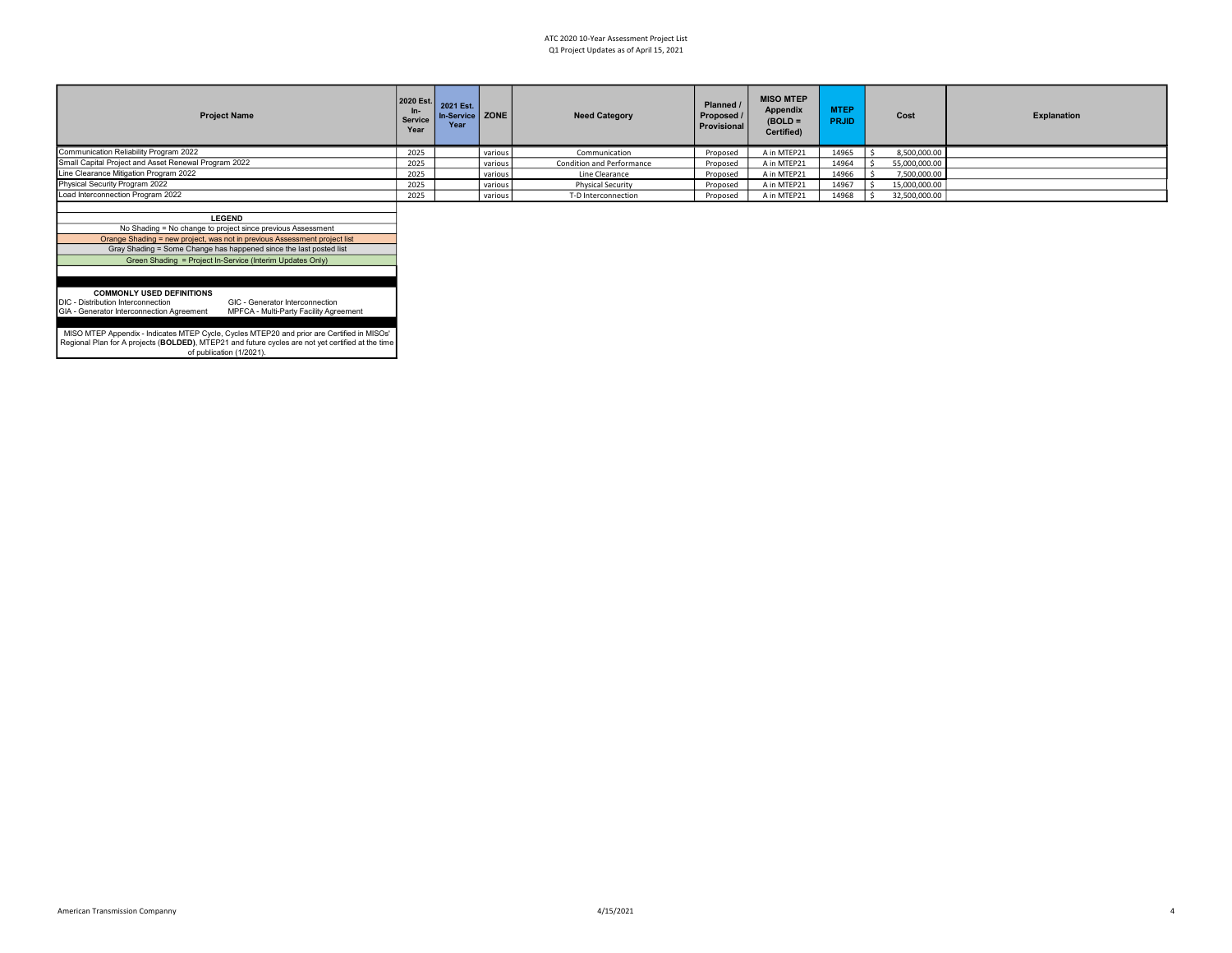ATC 2020 10-Year Assessment Project List
Q1 Project Updates as of April 15, 2021

| Project Name | 2020 Est. In-Service Year | 2021 Est. In-Service Year | ZONE | Need Category | Planned / Proposed / Provisional | MISO MTEP Appendix (BOLD = Certified) | MTEP PRJID | Cost | Explanation |
|---|---|---|---|---|---|---|---|---|---|
| Communication Reliability Program 2022 | 2025 | | various | Communication | Proposed | A in MTEP21 | 14965 | $ 8,500,000.00 | |
| Small Capital Project and Asset Renewal Program 2022 | 2025 | | various | Condition and Performance | Proposed | A in MTEP21 | 14964 | $ 55,000,000.00 | |
| Line Clearance Mitigation Program 2022 | 2025 | | various | Line Clearance | Proposed | A in MTEP21 | 14966 | $ 7,500,000.00 | |
| Physical Security Program 2022 | 2025 | | various | Physical Security | Proposed | A in MTEP21 | 14967 | $ 15,000,000.00 | |
| Load Interconnection Program 2022 | 2025 | | various | T-D Interconnection | Proposed | A in MTEP21 | 14968 | $ 32,500,000.00 | |

**LEGEND**

No Shading = No change to project since previous Assessment
Orange Shading = new project, was not in previous Assessment project list
Gray Shading = Some Change has happened since the last posted list
Green Shading = Project In-Service (Interim Updates Only)

**COMMONLY USED DEFINITIONS**

DIC - Distribution Interconnection
GIC - Generator Interconnection
GIA - Generator Interconnection Agreement
MPFCA - Multi-Party Facility Agreement

MISO MTEP Appendix - Indicates MTEP Cycle, Cycles MTEP20 and prior are Certified in MISOs' Regional Plan for A projects (**BOLDED**), MTEP21 and future cycles are not yet certified at the time of publication (1/2021).